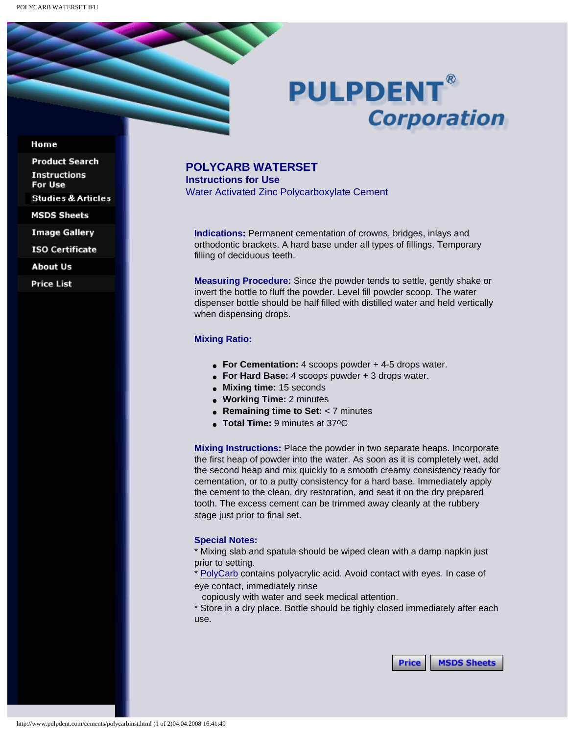PULPDENT® Corporation

- Home
- Product Search
- Instructions For Use
- Studies & Articles
- MSDS Sheets
- Image Gallery
- ISO Certificate
- About Us
- Price List

# POLYCARB WATERSET

## Instructions for Use

### Water Activated Zinc Polycarboxylate Cement

**Indications:** Permanent cementation of crowns, bridges, inlays and orthodontic brackets. A hard base under all types of fillings. Temporary filling of deciduous teeth.

**Measuring Procedure:** Since the powder tends to settle, gently shake or invert the bottle to fluff the powder. Level fill powder scoop. The water dispenser bottle should be half filled with distilled water and held vertically when dispensing drops.

**Mixing Ratio:**

- **For Cementation:** 4 scoops powder + 4-5 drops water.
- **For Hard Base:** 4 scoops powder + 3 drops water.
- **Mixing time:** 15 seconds
- **Working Time:** 2 minutes
- **Remaining time to Set:** < 7 minutes
- **Total Time:** 9 minutes at 37$^{o}$C

**Mixing Instructions:** Place the powder in two separate heaps. Incorporate the first heap of powder into the water. As soon as it is completely wet, add the second heap and mix quickly to a smooth creamy consistency ready for cementation, or to a putty consistency for a hard base. Immediately apply the cement to the clean, dry restoration, and seat it on the dry prepared tooth. The excess cement can be trimmed away cleanly at the rubbery stage just prior to final set.

**Special Notes:**

* Mixing slab and spatula should be wiped clean with a damp napkin just prior to setting.
* PolyCarb contains polyacrylic acid. Avoid contact with eyes. In case of eye contact, immediately rinse copiously with water and seek medical attention.
* Store in a dry place. Bottle should be tighly closed immediately after each use.

Price | MSDS Sheets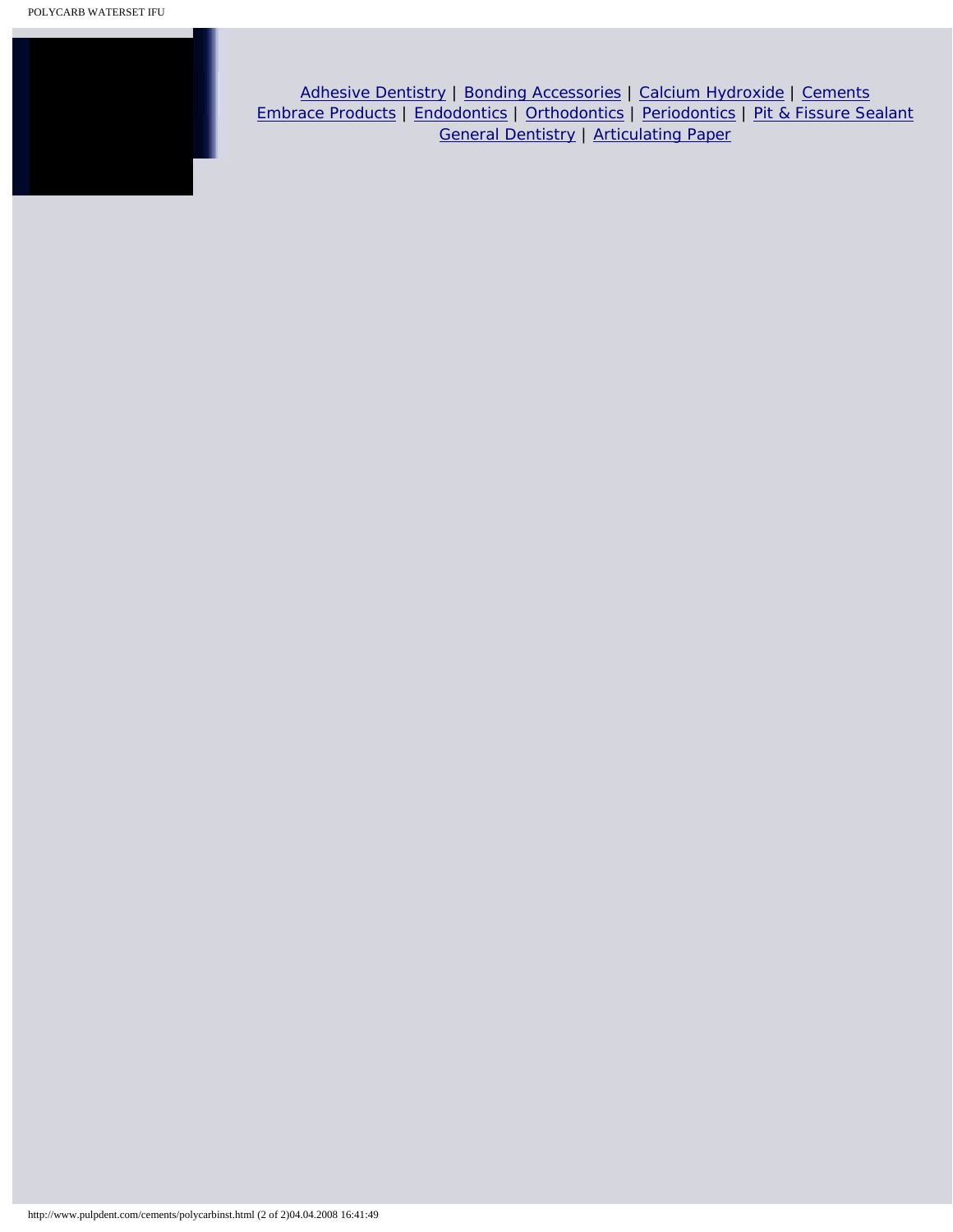Adhesive Dentistry | Bonding Accessories | Calcium Hydroxide | Cements
Embrace Products | Endodontics | Orthodontics | Periodontics | Pit & Fissure Sealant
General Dentistry | Articulating Paper